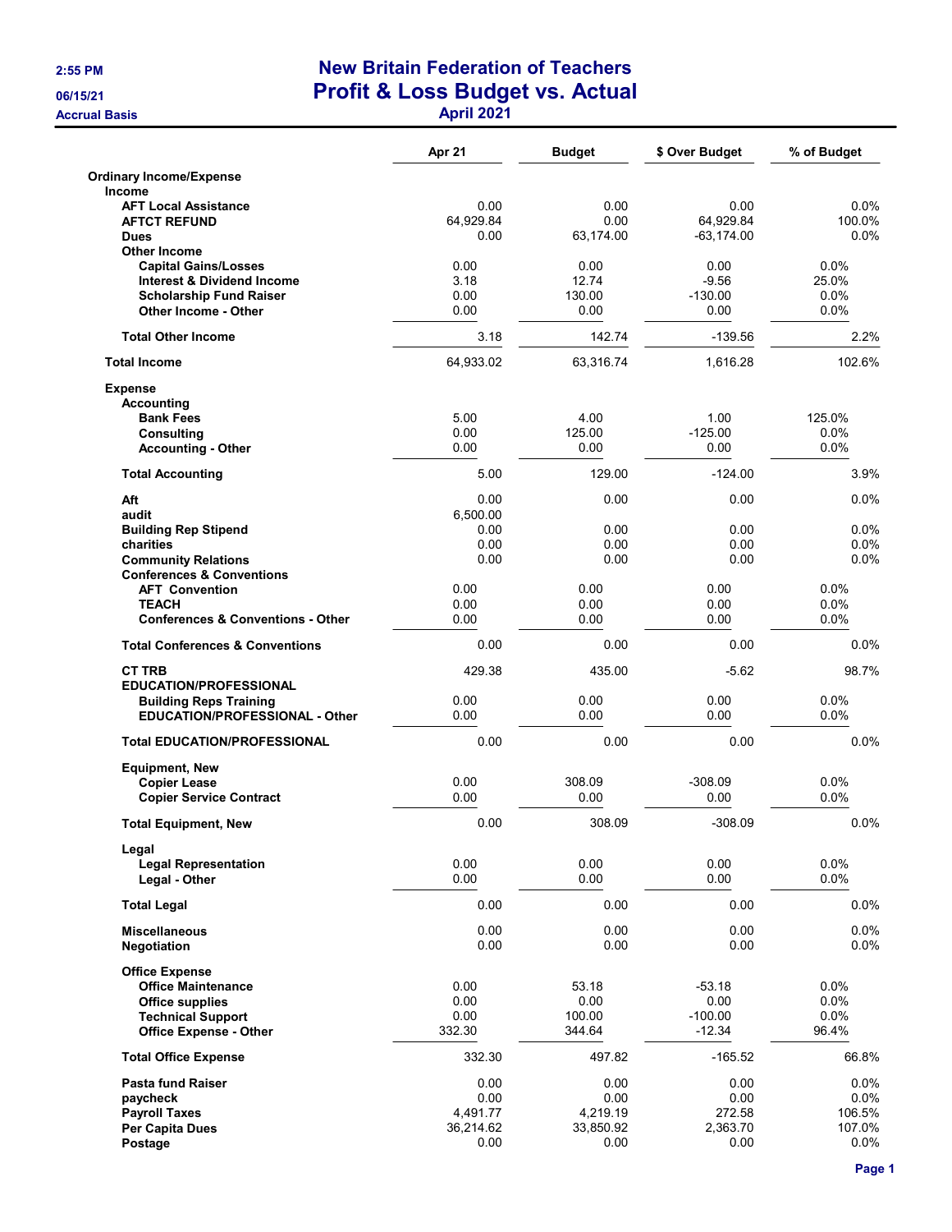# New Britain Federation of Teachers

## Profit & Loss Budget vs. Actual

### April 2021

2:55 PM
06/15/21
Accrual Basis

| | Apr 21 | Budget | $ Over Budget | % of Budget |
|---|---|---|---|---|
| **Ordinary Income/Expense** | | | | |
| **Income** | | | | |
| **AFT Local Assistance** | 0.00 | 0.00 | 0.00 | 0.0% |
| **AFTCT REFUND** | 64,929.84 | 0.00 | 64,929.84 | 100.0% |
| **Dues** | 0.00 | 63,174.00 | -63,174.00 | 0.0% |
| **Other Income** | | | | |
| **Capital Gains/Losses** | 0.00 | 0.00 | 0.00 | 0.0% |
| **Interest & Dividend Income** | 3.18 | 12.74 | -9.56 | 25.0% |
| **Scholarship Fund Raiser** | 0.00 | 130.00 | -130.00 | 0.0% |
| **Other Income - Other** | 0.00 | 0.00 | 0.00 | 0.0% |
| **Total Other Income** | 3.18 | 142.74 | -139.56 | 2.2% |
| **Total Income** | 64,933.02 | 63,316.74 | 1,616.28 | 102.6% |
| **Expense** | | | | |
| **Accounting** | | | | |
| **Bank Fees** | 5.00 | 4.00 | 1.00 | 125.0% |
| **Consulting** | 0.00 | 125.00 | -125.00 | 0.0% |
| **Accounting - Other** | 0.00 | 0.00 | 0.00 | 0.0% |
| **Total Accounting** | 5.00 | 129.00 | -124.00 | 3.9% |
| **Aft** | 0.00 | 0.00 | 0.00 | 0.0% |
| **audit** | 6,500.00 | | | |
| **Building Rep Stipend** | 0.00 | 0.00 | 0.00 | 0.0% |
| **charities** | 0.00 | 0.00 | 0.00 | 0.0% |
| **Community Relations** | 0.00 | 0.00 | 0.00 | 0.0% |
| **Conferences & Conventions** | | | | |
| **AFT Convention** | 0.00 | 0.00 | 0.00 | 0.0% |
| **TEACH** | 0.00 | 0.00 | 0.00 | 0.0% |
| **Conferences & Conventions - Other** | 0.00 | 0.00 | 0.00 | 0.0% |
| **Total Conferences & Conventions** | 0.00 | 0.00 | 0.00 | 0.0% |
| **CT TRB** | 429.38 | 435.00 | -5.62 | 98.7% |
| **EDUCATION/PROFESSIONAL** | | | | |
| **Building Reps Training** | 0.00 | 0.00 | 0.00 | 0.0% |
| **EDUCATION/PROFESSIONAL - Other** | 0.00 | 0.00 | 0.00 | 0.0% |
| **Total EDUCATION/PROFESSIONAL** | 0.00 | 0.00 | 0.00 | 0.0% |
| **Equipment, New** | | | | |
| **Copier Lease** | 0.00 | 308.09 | -308.09 | 0.0% |
| **Copier Service Contract** | 0.00 | 0.00 | 0.00 | 0.0% |
| **Total Equipment, New** | 0.00 | 308.09 | -308.09 | 0.0% |
| **Legal** | | | | |
| **Legal Representation** | 0.00 | 0.00 | 0.00 | 0.0% |
| **Legal - Other** | 0.00 | 0.00 | 0.00 | 0.0% |
| **Total Legal** | 0.00 | 0.00 | 0.00 | 0.0% |
| **Miscellaneous** | 0.00 | 0.00 | 0.00 | 0.0% |
| **Negotiation** | 0.00 | 0.00 | 0.00 | 0.0% |
| **Office Expense** | | | | |
| **Office Maintenance** | 0.00 | 53.18 | -53.18 | 0.0% |
| **Office supplies** | 0.00 | 0.00 | 0.00 | 0.0% |
| **Technical Support** | 0.00 | 100.00 | -100.00 | 0.0% |
| **Office Expense - Other** | 332.30 | 344.64 | -12.34 | 96.4% |
| **Total Office Expense** | 332.30 | 497.82 | -165.52 | 66.8% |
| **Pasta fund Raiser** | 0.00 | 0.00 | 0.00 | 0.0% |
| **paycheck** | 0.00 | 0.00 | 0.00 | 0.0% |
| **Payroll Taxes** | 4,491.77 | 4,219.19 | 272.58 | 106.5% |
| **Per Capita Dues** | 36,214.62 | 33,850.92 | 2,363.70 | 107.0% |
| **Postage** | 0.00 | 0.00 | 0.00 | 0.0% |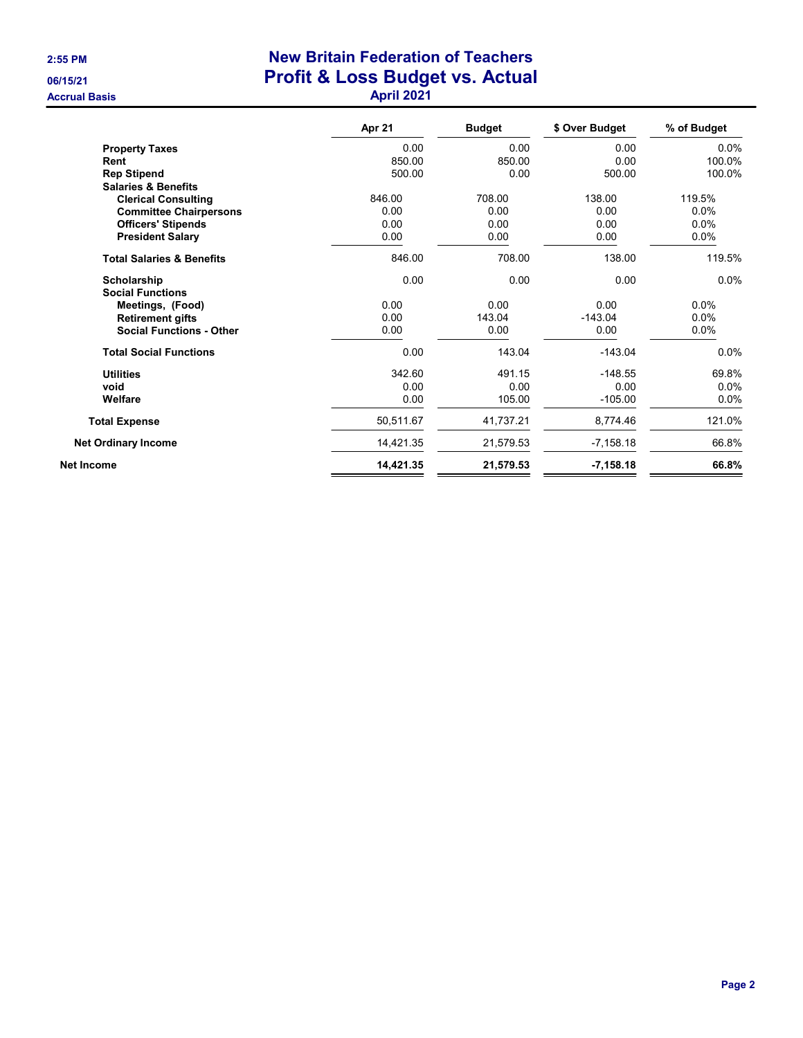# New Britain Federation of Teachers
# Profit & Loss Budget vs. Actual
## April 2021

2:55 PM
06/15/21
Accrual Basis

| | Apr 21 | Budget | $ Over Budget | % of Budget |
|---|---|---|---|---|
| **Property Taxes** | 0.00 | 0.00 | 0.00 | 0.0% |
| **Rent** | 850.00 | 850.00 | 0.00 | 100.0% |
| **Rep Stipend** | 500.00 | 0.00 | 500.00 | 100.0% |
| **Salaries & Benefits** | | | | |
| **Clerical Consulting** | 846.00 | 708.00 | 138.00 | 119.5% |
| **Committee Chairpersons** | 0.00 | 0.00 | 0.00 | 0.0% |
| **Officers' Stipends** | 0.00 | 0.00 | 0.00 | 0.0% |
| **President Salary** | 0.00 | 0.00 | 0.00 | 0.0% |
| **Total Salaries & Benefits** | 846.00 | 708.00 | 138.00 | 119.5% |
| **Scholarship** | 0.00 | 0.00 | 0.00 | 0.0% |
| **Social Functions** | | | | |
| **Meetings, (Food)** | 0.00 | 0.00 | 0.00 | 0.0% |
| **Retirement gifts** | 0.00 | 143.04 | -143.04 | 0.0% |
| **Social Functions - Other** | 0.00 | 0.00 | 0.00 | 0.0% |
| **Total Social Functions** | 0.00 | 143.04 | -143.04 | 0.0% |
| **Utilities** | 342.60 | 491.15 | -148.55 | 69.8% |
| **void** | 0.00 | 0.00 | 0.00 | 0.0% |
| **Welfare** | 0.00 | 105.00 | -105.00 | 0.0% |
| **Total Expense** | 50,511.67 | 41,737.21 | 8,774.46 | 121.0% |
| **Net Ordinary Income** | 14,421.35 | 21,579.53 | -7,158.18 | 66.8% |
| **Net Income** | **14,421.35** | **21,579.53** | **-7,158.18** | **66.8%** |